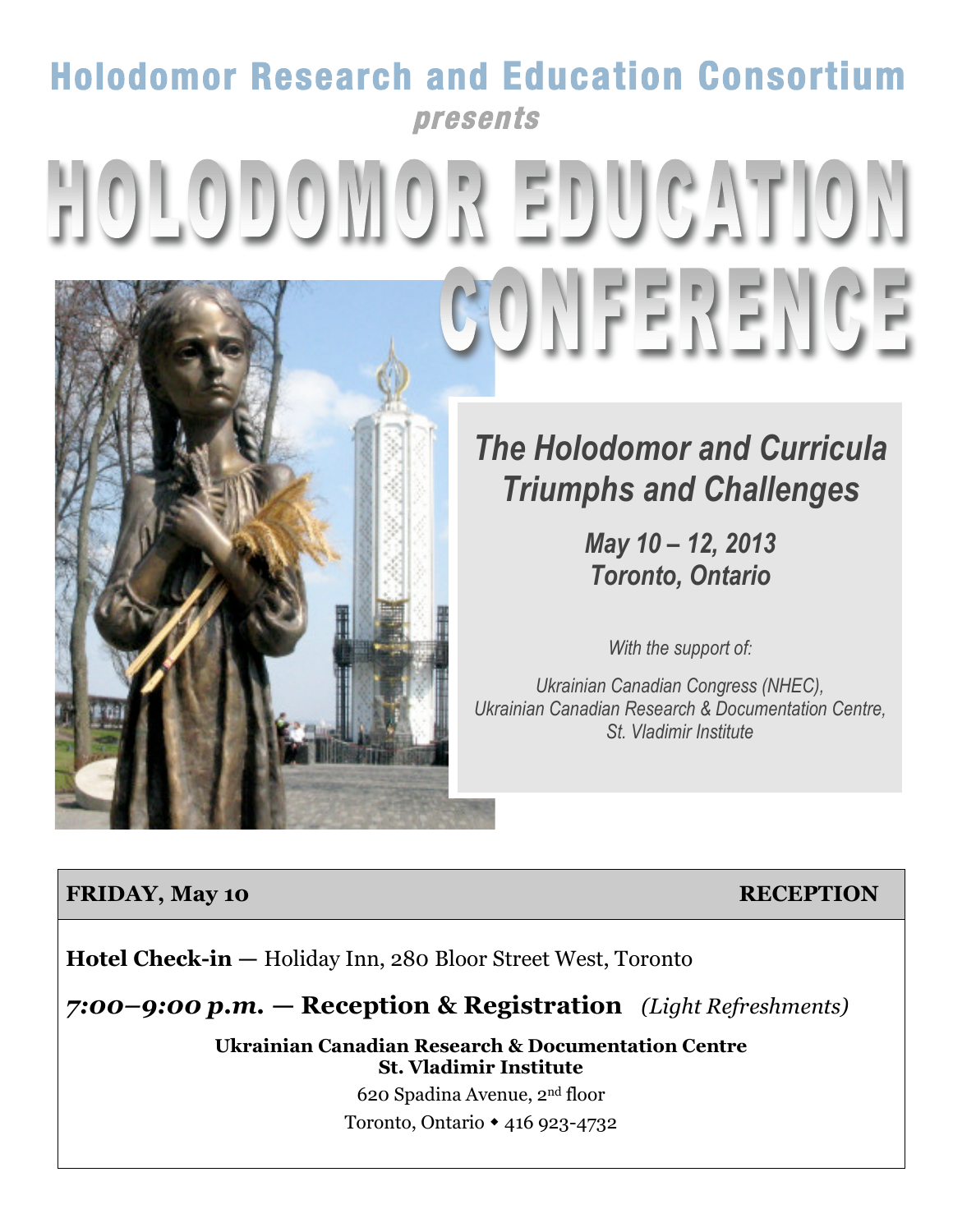**Holodomor Research and Education Consortium**

*presents*

# HOLODOMOR EDUCATION CONFERENCE

## *The Holodomor and Curricula Triumphs and Challenges*

***May 10 – 12, 2013***
***Toronto, Ontario***

*With the support of:*

*Ukrainian Canadian Congress (NHEC),*
*Ukrainian Canadian Research & Documentation Centre,*
*St. Vladimir Institute*

---

**FRIDAY, May 10** — **RECEPTION**

**Hotel Check-in —** Holiday Inn, 280 Bloor Street West, Toronto

***7:00–9:00 p.m.* — Reception & Registration** *(Light Refreshments)*

**Ukrainian Canadian Research & Documentation Centre**
**St. Vladimir Institute**
620 Spadina Avenue, 2nd floor
Toronto, Ontario ◆ 416 923-4732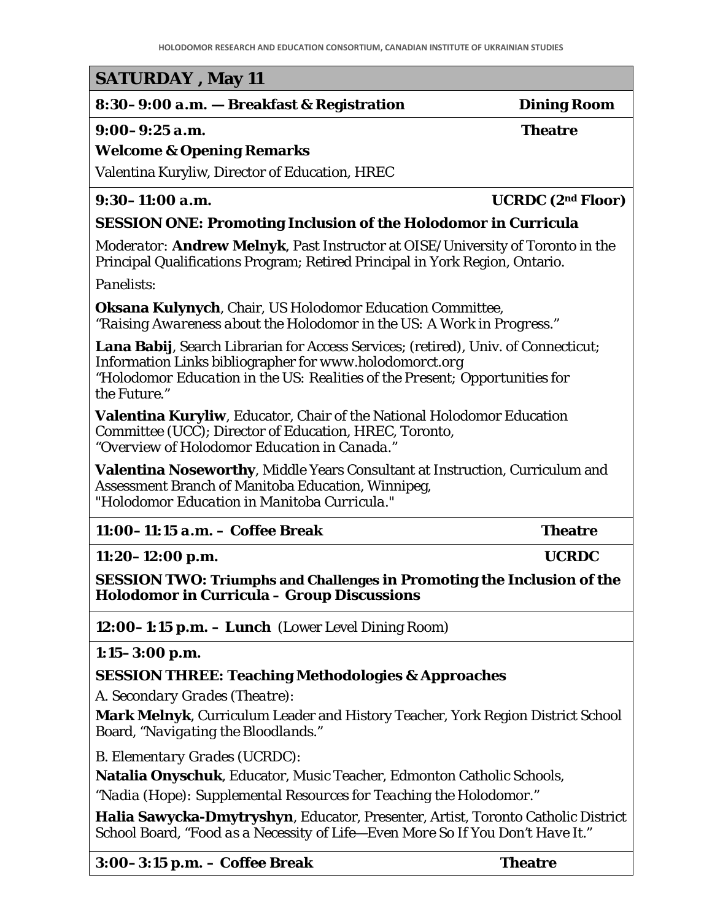## SATURDAY , May 11

**8:30–9:00 a.m. — Breakfast & Registration** **Dining Room**

**9:00–9:25 a.m.** **Theatre**

**Welcome & Opening Remarks**

Valentina Kuryliw, Director of Education, HREC

**9:30–11:00 a.m.** **UCRDC (2nd Floor)**

**SESSION ONE: Promoting Inclusion of the Holodomor in Curricula**

*Moderator:* **Andrew Melnyk**, Past Instructor at OISE/University of Toronto in the Principal Qualifications Program; Retired Principal in York Region, Ontario.

*Panelists:*

**Oksana Kulynych**, Chair, US Holodomor Education Committee,
*"Raising Awareness about the Holodomor in the US: A Work in Progress."*

**Lana Babij**, Search Librarian for Access Services; (retired), Univ. of Connecticut; Information Links bibliographer for www.holodomorct.org
*"Holodomor Education in the US: Realities of the Present; Opportunities for the Future."*

**Valentina Kuryliw**, Educator, Chair of the National Holodomor Education Committee (UCC); Director of Education, HREC, Toronto,
*"Overview of Holodomor Education in Canada."*

**Valentina Noseworthy**, Middle Years Consultant at Instruction, Curriculum and Assessment Branch of Manitoba Education, Winnipeg,
*"Holodomor Education in Manitoba Curricula."*

**11:00–11:15 a.m. – Coffee Break** **Theatre**

**11:20–12:00 p.m.** **UCRDC**

**SESSION TWO: Triumphs and Challenges in Promoting the Inclusion of the Holodomor in Curricula – Group Discussions**

**12:00–1:15 p.m. – Lunch** (Lower Level Dining Room)

**1:15–3:00 p.m.**

**SESSION THREE: Teaching Methodologies & Approaches**

*A. Secondary Grades (Theatre):*

**Mark Melnyk**, Curriculum Leader and History Teacher, York Region District School Board, *"Navigating the Bloodlands."*

*B. Elementary Grades (UCRDC):*

**Natalia Onyschuk**, Educator, Music Teacher, Edmonton Catholic Schools,
*"Nadia (Hope): Supplemental Resources for Teaching the Holodomor."*

**Halia Sawycka-Dmytryshyn**, Educator, Presenter, Artist, Toronto Catholic District School Board, *"Food as a Necessity of Life—Even More So If You Don't Have It."*

**3:00–3:15 p.m. – Coffee Break** **Theatre**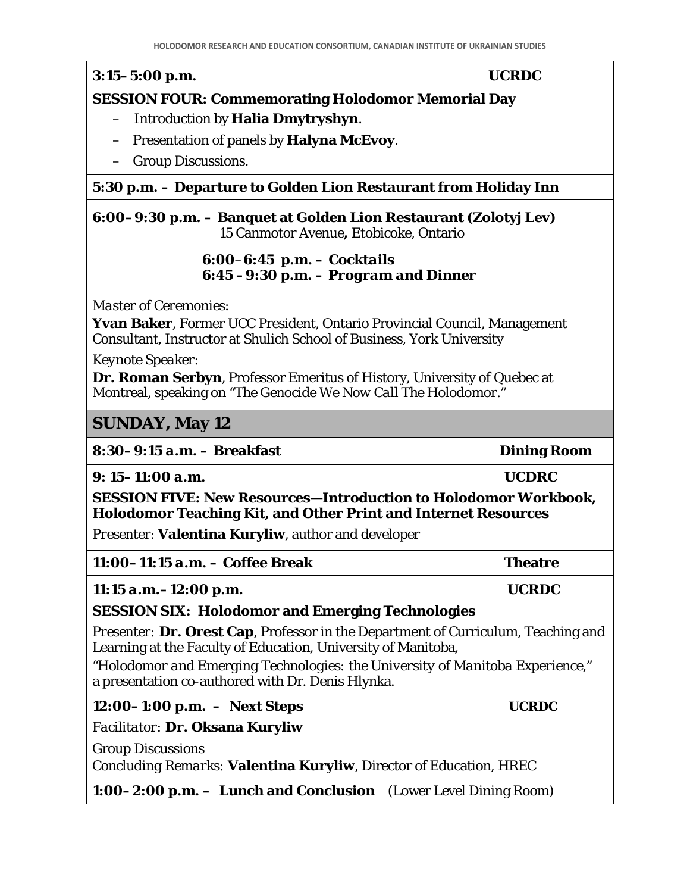**3:15–5:00 p.m.** **UCRDC**

**SESSION FOUR: Commemorating Holodomor Memorial Day**

– Introduction by **Halia Dmytryshyn**.
– Presentation of panels by **Halyna McEvoy**.
– Group Discussions.

**5:30 p.m. – Departure to Golden Lion Restaurant from Holiday Inn**

**6:00–9:30 p.m. – Banquet at Golden Lion Restaurant (Zolotyj Lev)**
15 Canmotor Avenue**,** Etobicoke, Ontario

***6:00–6:45 p.m. – Cocktails***
***6:45 – 9:30 p.m. – Program and Dinner***

*Master of Ceremonies:*
**Yvan Baker**, Former UCC President, Ontario Provincial Council, Management Consultant, Instructor at Shulich School of Business, York University

*Keynote Speaker:*
**Dr. Roman Serbyn**, Professor Emeritus of History, University of Quebec at Montreal, speaking on *"The Genocide We Now Call The Holodomor."*

## SUNDAY, May 12

**8:30–9:15 a.m. – Breakfast** **Dining Room**

**9: 15–11:00 a.m.** **UCDRC**

**SESSION FIVE: New Resources—Introduction to Holodomor Workbook, Holodomor Teaching Kit, and Other Print and Internet Resources**

*Presenter:* **Valentina Kuryliw**, author and developer

**11:00–11:15 a.m. – Coffee Break** **Theatre**

**11:15 a.m.–12:00 p.m.** **UCRDC**

**SESSION SIX: Holodomor and Emerging Technologies**

*Presenter:* **Dr. Orest Cap**, Professor in the Department of Curriculum, Teaching and Learning at the Faculty of Education, University of Manitoba,
*"Holodomor and Emerging Technologies: the University of Manitoba Experience,"* a presentation co-authored with Dr. Denis Hlynka.

**12:00–1:00 p.m. – Next Steps** **UCRDC**

*Facilitator:* **Dr. Oksana Kuryliw**

Group Discussions
*Concluding Remarks:* **Valentina Kuryliw**, Director of Education, HREC

**1:00–2:00 p.m. – Lunch and Conclusion** (Lower Level Dining Room)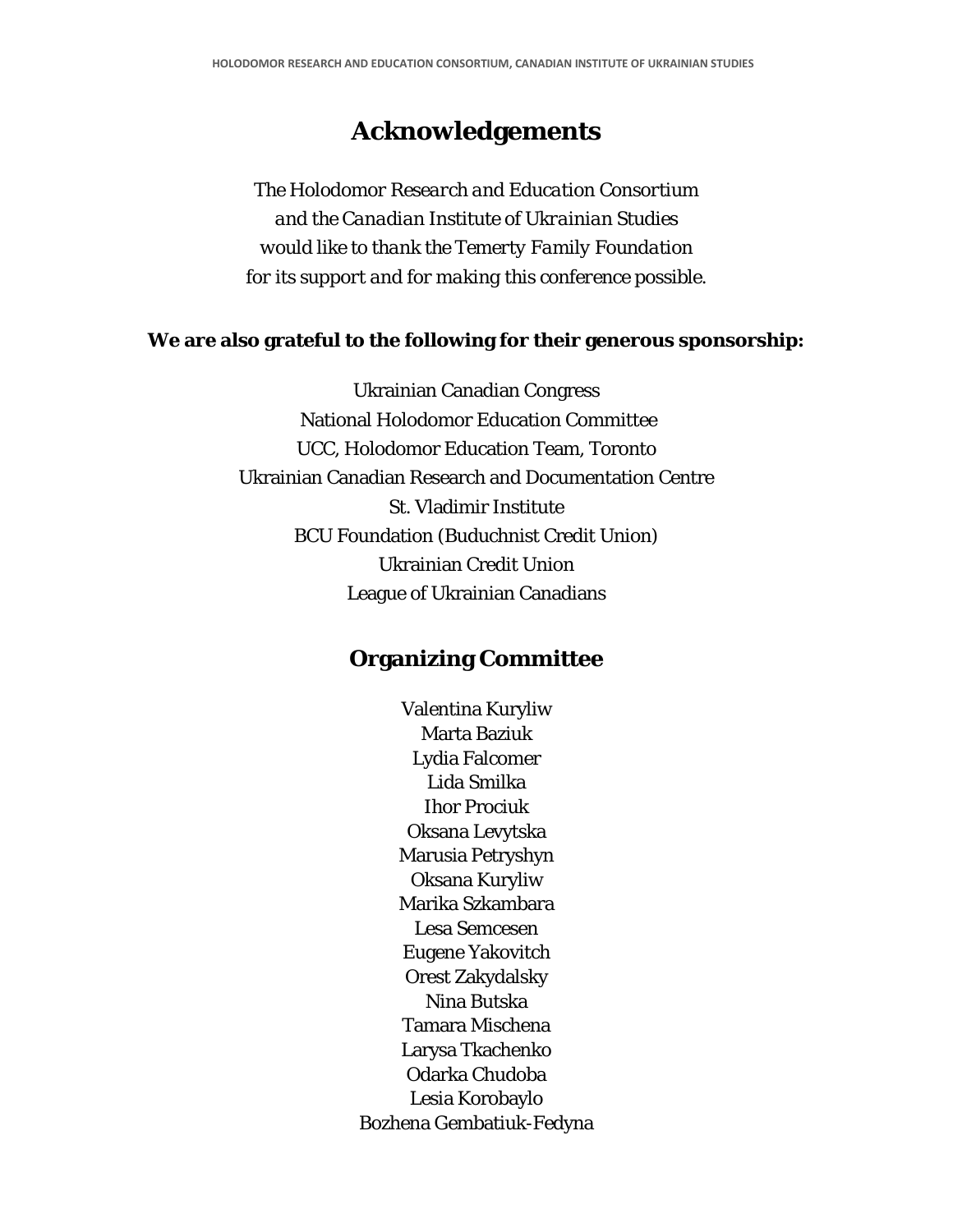# Acknowledgements

*The Holodomor Research and Education Consortium*
*and the Canadian Institute of Ukrainian Studies*
*would like to thank the Temerty Family Foundation*
*for its support and for making this conference possible.*

**We are also grateful to the following for their generous sponsorship:**

Ukrainian Canadian Congress
National Holodomor Education Committee
UCC, Holodomor Education Team, Toronto
Ukrainian Canadian Research and Documentation Centre
St. Vladimir Institute
BCU Foundation (Buduchnist Credit Union)
Ukrainian Credit Union
League of Ukrainian Canadians

## Organizing Committee

Valentina Kuryliw
Marta Baziuk
Lydia Falcomer
Lida Smilka
Ihor Prociuk
Oksana Levytska
Marusia Petryshyn
Oksana Kuryliw
Marika Szkambara
Lesa Semcesen
Eugene Yakovitch
Orest Zakydalsky
Nina Butska
Tamara Mischena
Larysa Tkachenko
Odarka Chudoba
Lesia Korobaylo
Bozhena Gembatiuk-Fedyna